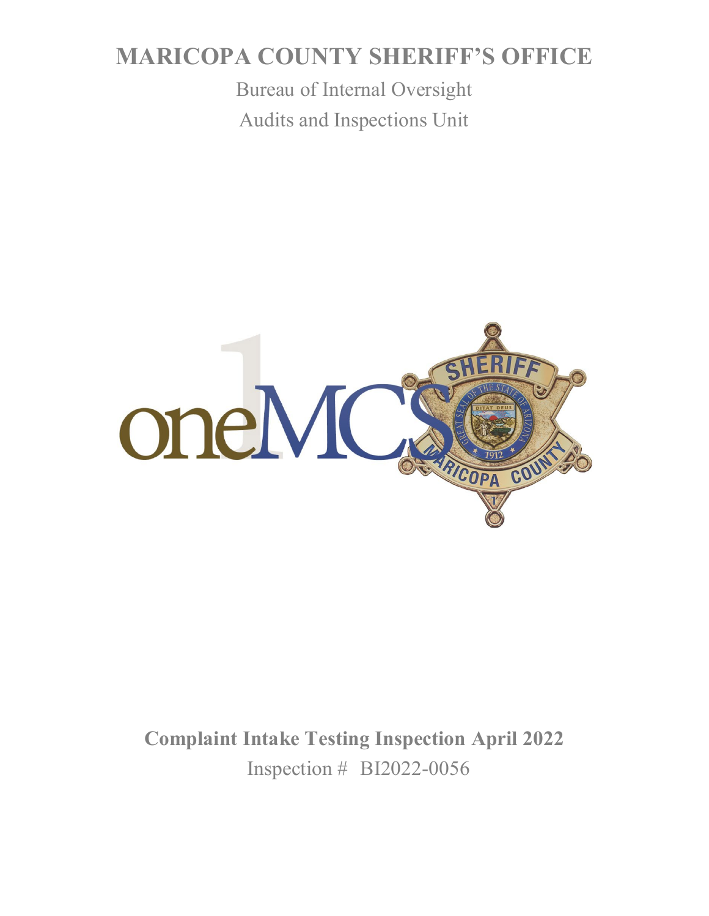# MARICOPA COUNTY SHERIFF'S OFFICE

Bureau of Internal Oversight

Audits and Inspections Unit

## Complaint Intake Testing Inspection April 2022

Inspection # BI2022-0056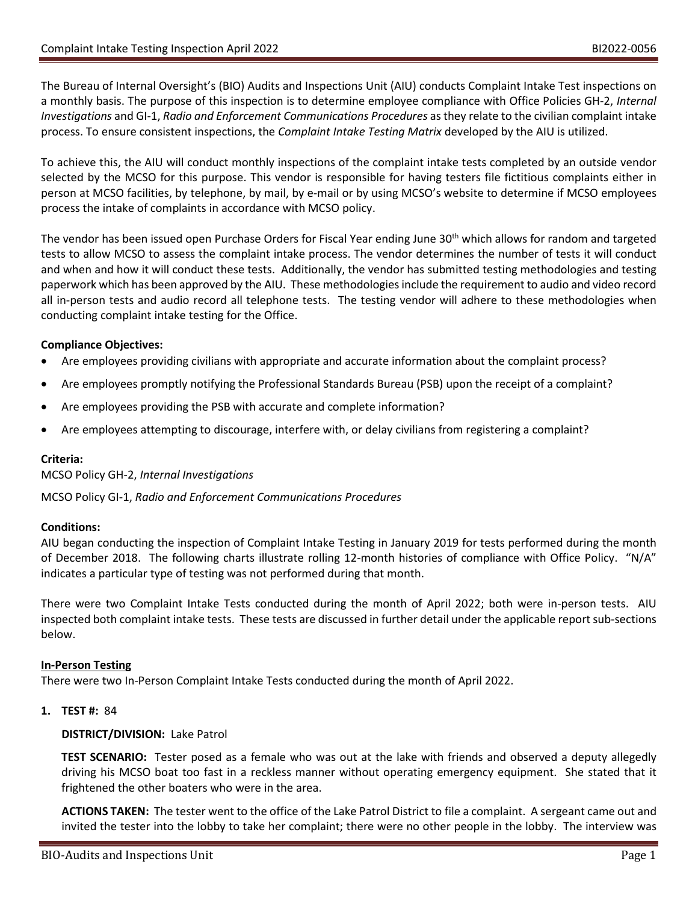The Bureau of Internal Oversight's (BIO) Audits and Inspections Unit (AIU) conducts Complaint Intake Test inspections on a monthly basis. The purpose of this inspection is to determine employee compliance with Office Policies GH-2, *Internal Investigations* and GI-1, *Radio and Enforcement Communications Procedures* as they relate to the civilian complaint intake process. To ensure consistent inspections, the *Complaint Intake Testing Matrix* developed by the AIU is utilized.

To achieve this, the AIU will conduct monthly inspections of the complaint intake tests completed by an outside vendor selected by the MCSO for this purpose. This vendor is responsible for having testers file fictitious complaints either in person at MCSO facilities, by telephone, by mail, by e-mail or by using MCSO's website to determine if MCSO employees process the intake of complaints in accordance with MCSO policy.

The vendor has been issued open Purchase Orders for Fiscal Year ending June 30th which allows for random and targeted tests to allow MCSO to assess the complaint intake process. The vendor determines the number of tests it will conduct and when and how it will conduct these tests. Additionally, the vendor has submitted testing methodologies and testing paperwork which has been approved by the AIU. These methodologies include the requirement to audio and video record all in-person tests and audio record all telephone tests. The testing vendor will adhere to these methodologies when conducting complaint intake testing for the Office.

**Compliance Objectives:**

- Are employees providing civilians with appropriate and accurate information about the complaint process?
- Are employees promptly notifying the Professional Standards Bureau (PSB) upon the receipt of a complaint?
- Are employees providing the PSB with accurate and complete information?
- Are employees attempting to discourage, interfere with, or delay civilians from registering a complaint?

**Criteria:**

MCSO Policy GH-2, *Internal Investigations*

MCSO Policy GI-1, *Radio and Enforcement Communications Procedures*

**Conditions:**

AIU began conducting the inspection of Complaint Intake Testing in January 2019 for tests performed during the month of December 2018. The following charts illustrate rolling 12-month histories of compliance with Office Policy. "N/A" indicates a particular type of testing was not performed during that month.

There were two Complaint Intake Tests conducted during the month of April 2022; both were in-person tests. AIU inspected both complaint intake tests. These tests are discussed in further detail under the applicable report sub-sections below.

**In-Person Testing**

There were two In-Person Complaint Intake Tests conducted during the month of April 2022.

1. **TEST #:** 84

   **DISTRICT/DIVISION:** Lake Patrol

   **TEST SCENARIO:** Tester posed as a female who was out at the lake with friends and observed a deputy allegedly driving his MCSO boat too fast in a reckless manner without operating emergency equipment. She stated that it frightened the other boaters who were in the area.

   **ACTIONS TAKEN:** The tester went to the office of the Lake Patrol District to file a complaint. A sergeant came out and invited the tester into the lobby to take her complaint; there were no other people in the lobby. The interview was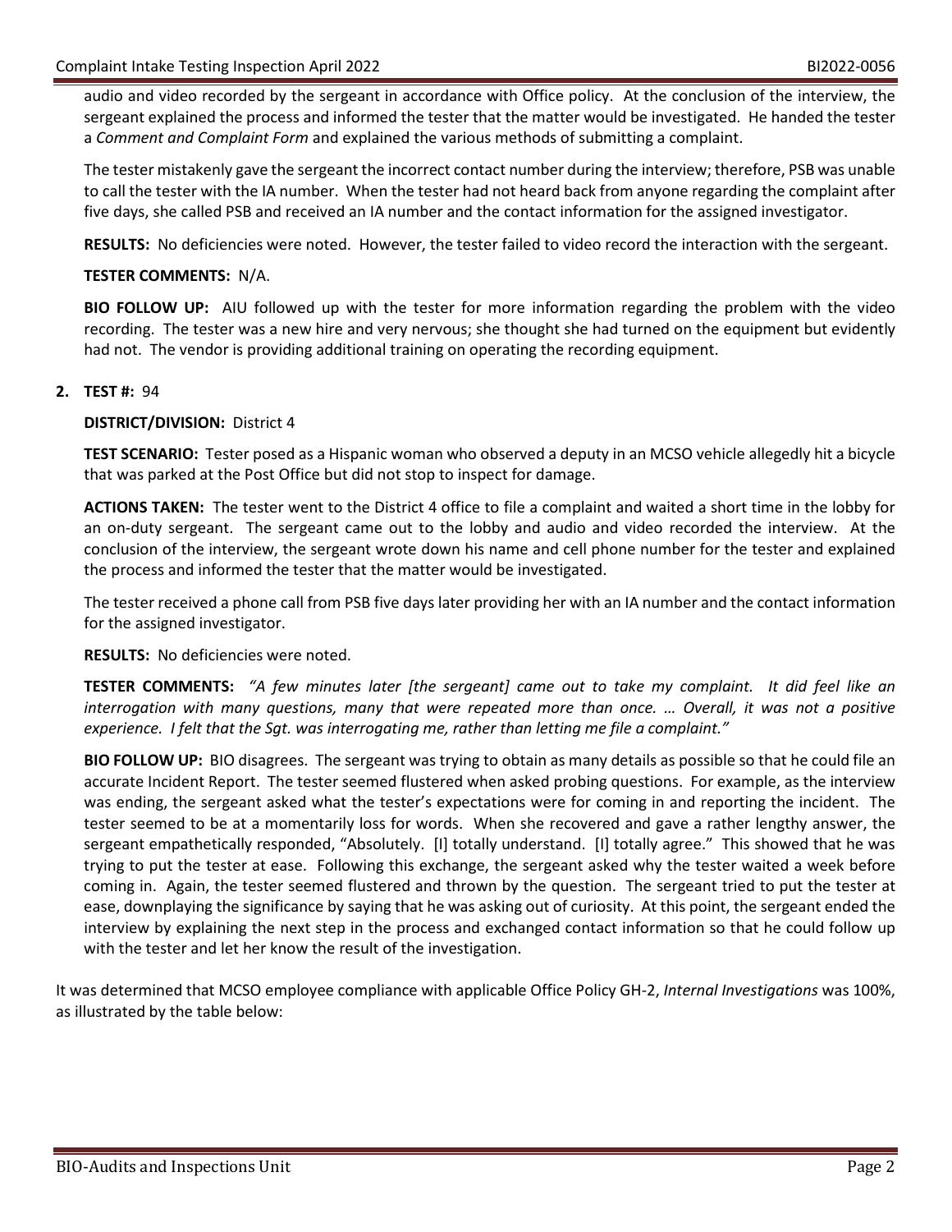audio and video recorded by the sergeant in accordance with Office policy. At the conclusion of the interview, the sergeant explained the process and informed the tester that the matter would be investigated. He handed the tester a *Comment and Complaint Form* and explained the various methods of submitting a complaint.

The tester mistakenly gave the sergeant the incorrect contact number during the interview; therefore, PSB was unable to call the tester with the IA number. When the tester had not heard back from anyone regarding the complaint after five days, she called PSB and received an IA number and the contact information for the assigned investigator.

**RESULTS:** No deficiencies were noted. However, the tester failed to video record the interaction with the sergeant.

**TESTER COMMENTS:** N/A.

**BIO FOLLOW UP:** AIU followed up with the tester for more information regarding the problem with the video recording. The tester was a new hire and very nervous; she thought she had turned on the equipment but evidently had not. The vendor is providing additional training on operating the recording equipment.

2. **TEST #:** 94

   **DISTRICT/DIVISION:** District 4

   **TEST SCENARIO:** Tester posed as a Hispanic woman who observed a deputy in an MCSO vehicle allegedly hit a bicycle that was parked at the Post Office but did not stop to inspect for damage.

   **ACTIONS TAKEN:** The tester went to the District 4 office to file a complaint and waited a short time in the lobby for an on-duty sergeant. The sergeant came out to the lobby and audio and video recorded the interview. At the conclusion of the interview, the sergeant wrote down his name and cell phone number for the tester and explained the process and informed the tester that the matter would be investigated.

   The tester received a phone call from PSB five days later providing her with an IA number and the contact information for the assigned investigator.

   **RESULTS:** No deficiencies were noted.

   **TESTER COMMENTS:** *"A few minutes later [the sergeant] came out to take my complaint. It did feel like an interrogation with many questions, many that were repeated more than once. … Overall, it was not a positive experience. I felt that the Sgt. was interrogating me, rather than letting me file a complaint."*

   **BIO FOLLOW UP:** BIO disagrees. The sergeant was trying to obtain as many details as possible so that he could file an accurate Incident Report. The tester seemed flustered when asked probing questions. For example, as the interview was ending, the sergeant asked what the tester's expectations were for coming in and reporting the incident. The tester seemed to be at a momentarily loss for words. When she recovered and gave a rather lengthy answer, the sergeant empathetically responded, "Absolutely. [I] totally understand. [I] totally agree." This showed that he was trying to put the tester at ease. Following this exchange, the sergeant asked why the tester waited a week before coming in. Again, the tester seemed flustered and thrown by the question. The sergeant tried to put the tester at ease, downplaying the significance by saying that he was asking out of curiosity. At this point, the sergeant ended the interview by explaining the next step in the process and exchanged contact information so that he could follow up with the tester and let her know the result of the investigation.

It was determined that MCSO employee compliance with applicable Office Policy GH-2, *Internal Investigations* was 100%, as illustrated by the table below: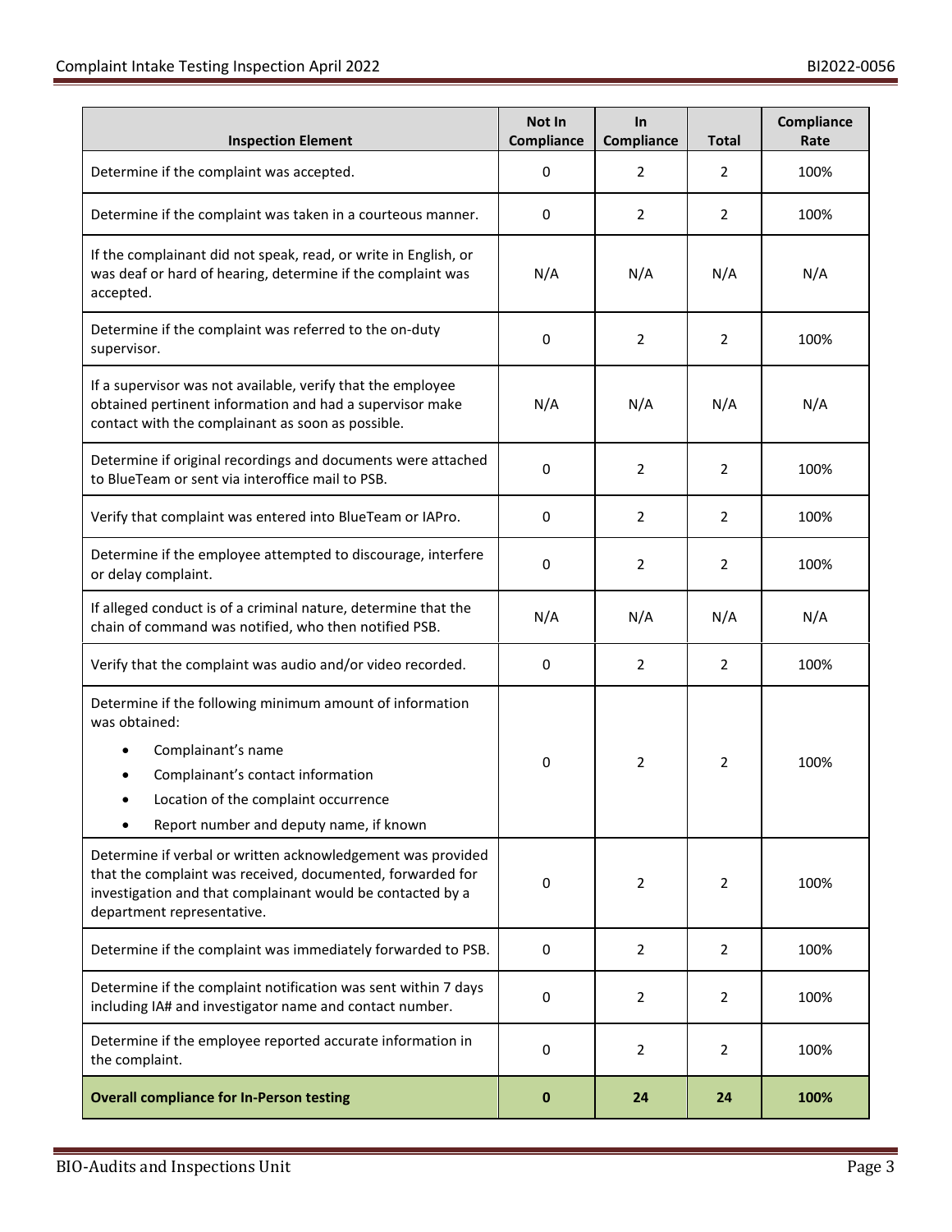| Inspection Element | Not In Compliance | In Compliance | Total | Compliance Rate |
|---|---|---|---|---|
| Determine if the complaint was accepted. | 0 | 2 | 2 | 100% |
| Determine if the complaint was taken in a courteous manner. | 0 | 2 | 2 | 100% |
| If the complainant did not speak, read, or write in English, or was deaf or hard of hearing, determine if the complaint was accepted. | N/A | N/A | N/A | N/A |
| Determine if the complaint was referred to the on-duty supervisor. | 0 | 2 | 2 | 100% |
| If a supervisor was not available, verify that the employee obtained pertinent information and had a supervisor make contact with the complainant as soon as possible. | N/A | N/A | N/A | N/A |
| Determine if original recordings and documents were attached to BlueTeam or sent via interoffice mail to PSB. | 0 | 2 | 2 | 100% |
| Verify that complaint was entered into BlueTeam or IAPro. | 0 | 2 | 2 | 100% |
| Determine if the employee attempted to discourage, interfere or delay complaint. | 0 | 2 | 2 | 100% |
| If alleged conduct is of a criminal nature, determine that the chain of command was notified, who then notified PSB. | N/A | N/A | N/A | N/A |
| Verify that the complaint was audio and/or video recorded. | 0 | 2 | 2 | 100% |
| Determine if the following minimum amount of information was obtained: • Complainant's name • Complainant's contact information • Location of the complaint occurrence • Report number and deputy name, if known | 0 | 2 | 2 | 100% |
| Determine if verbal or written acknowledgement was provided that the complaint was received, documented, forwarded for investigation and that complainant would be contacted by a department representative. | 0 | 2 | 2 | 100% |
| Determine if the complaint was immediately forwarded to PSB. | 0 | 2 | 2 | 100% |
| Determine if the complaint notification was sent within 7 days including IA# and investigator name and contact number. | 0 | 2 | 2 | 100% |
| Determine if the employee reported accurate information in the complaint. | 0 | 2 | 2 | 100% |
| **Overall compliance for In-Person testing** | **0** | **24** | **24** | **100%** |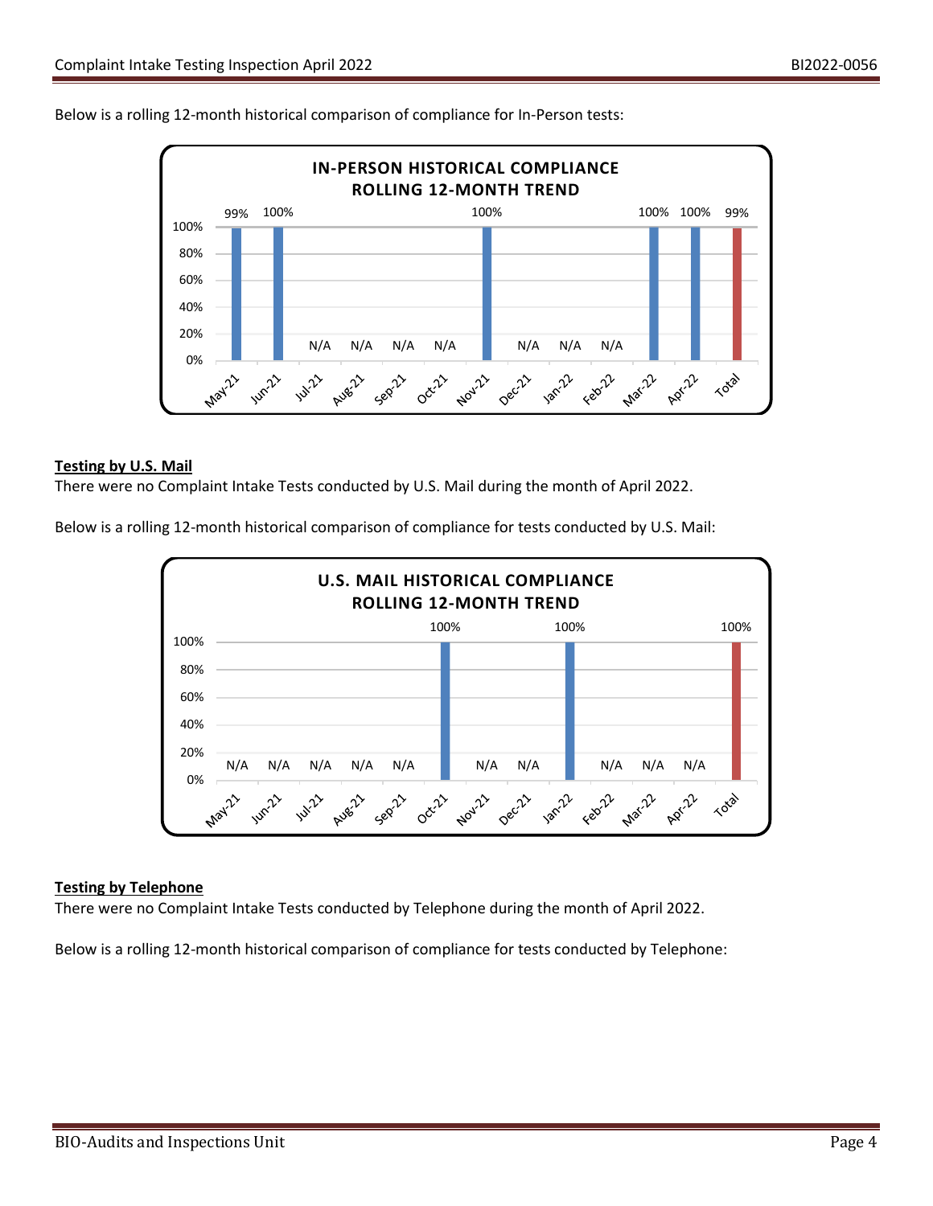Below is a rolling 12-month historical comparison of compliance for In-Person tests:

**IN-PERSON HISTORICAL COMPLIANCE**
**ROLLING 12-MONTH TREND**

| May-21 | Jun-21 | Jul-21 | Aug-21 | Sep-21 | Oct-21 | Nov-21 | Dec-21 | Jan-22 | Feb-22 | Mar-22 | Apr-22 | Total |
|---|---|---|---|---|---|---|---|---|---|---|---|---|
| 99% | 100% | N/A | N/A | N/A | N/A | 100% | N/A | N/A | N/A | 100% | 100% | 99% |

## Testing by U.S. Mail

There were no Complaint Intake Tests conducted by U.S. Mail during the month of April 2022.

Below is a rolling 12-month historical comparison of compliance for tests conducted by U.S. Mail:

**U.S. MAIL HISTORICAL COMPLIANCE**
**ROLLING 12-MONTH TREND**

| May-21 | Jun-21 | Jul-21 | Aug-21 | Sep-21 | Oct-21 | Nov-21 | Dec-21 | Jan-22 | Feb-22 | Mar-22 | Apr-22 | Total |
|---|---|---|---|---|---|---|---|---|---|---|---|---|
| N/A | N/A | N/A | N/A | N/A | 100% | N/A | N/A | 100% | N/A | N/A | N/A | 100% |

## Testing by Telephone

There were no Complaint Intake Tests conducted by Telephone during the month of April 2022.

Below is a rolling 12-month historical comparison of compliance for tests conducted by Telephone: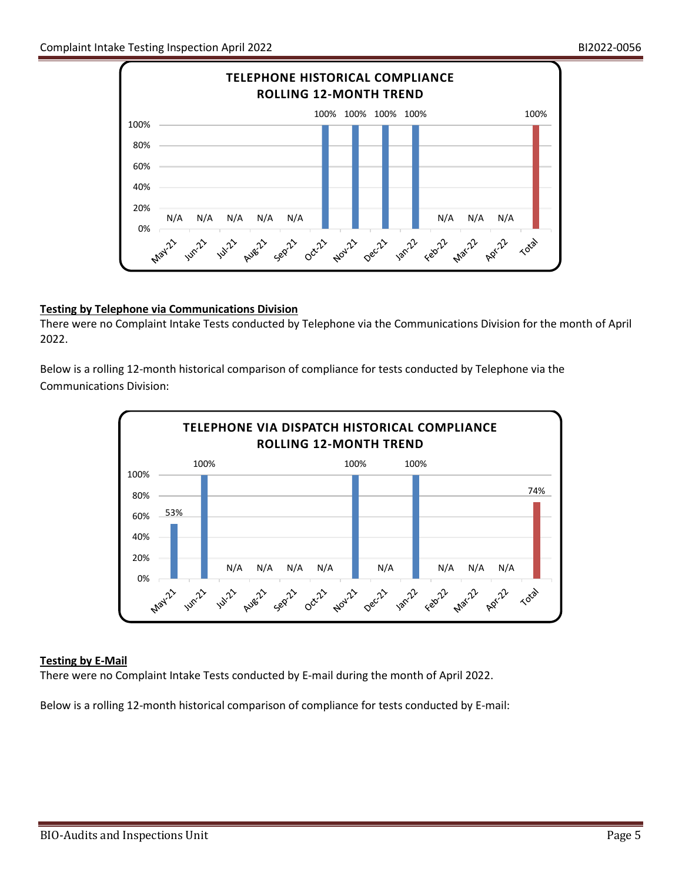**TELEPHONE HISTORICAL COMPLIANCE ROLLING 12-MONTH TREND**

| May-21 | Jun-21 | Jul-21 | Aug-21 | Sep-21 | Oct-21 | Nov-21 | Dec-21 | Jan-22 | Feb-22 | Mar-22 | Apr-22 | Total |
|---|---|---|---|---|---|---|---|---|---|---|---|---|
| N/A | N/A | N/A | N/A | N/A | 100% | 100% | 100% | 100% | N/A | N/A | N/A | 100% |

### Testing by Telephone via Communications Division

There were no Complaint Intake Tests conducted by Telephone via the Communications Division for the month of April 2022.

Below is a rolling 12-month historical comparison of compliance for tests conducted by Telephone via the Communications Division:

**TELEPHONE VIA DISPATCH HISTORICAL COMPLIANCE ROLLING 12-MONTH TREND**

| May-21 | Jun-21 | Jul-21 | Aug-21 | Sep-21 | Oct-21 | Nov-21 | Dec-21 | Jan-22 | Feb-22 | Mar-22 | Apr-22 | Total |
|---|---|---|---|---|---|---|---|---|---|---|---|---|
| 53% | 100% | N/A | N/A | N/A | N/A | 100% | N/A | 100% | N/A | N/A | N/A | 74% |

### Testing by E-Mail

There were no Complaint Intake Tests conducted by E-mail during the month of April 2022.

Below is a rolling 12-month historical comparison of compliance for tests conducted by E-mail: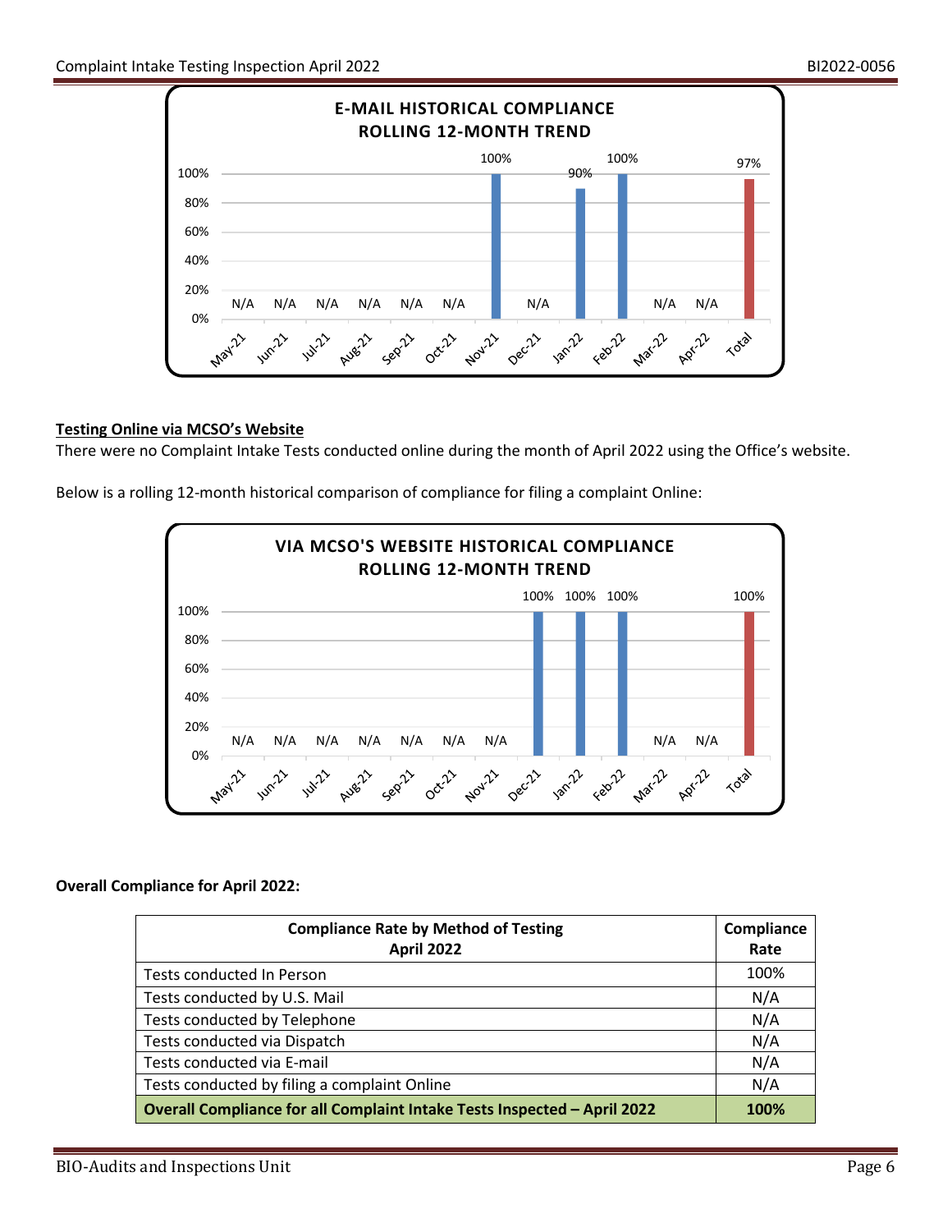**E-MAIL HISTORICAL COMPLIANCE**
**ROLLING 12-MONTH TREND**

| May-21 | Jun-21 | Jul-21 | Aug-21 | Sep-21 | Oct-21 | Nov-21 | Dec-21 | Jan-22 | Feb-22 | Mar-22 | Apr-22 | Total |
|---|---|---|---|---|---|---|---|---|---|---|---|---|
| N/A | N/A | N/A | N/A | N/A | N/A | 100% | N/A | 90% | 100% | N/A | N/A | 97% |

### Testing Online via MCSO's Website

There were no Complaint Intake Tests conducted online during the month of April 2022 using the Office's website.

Below is a rolling 12-month historical comparison of compliance for filing a complaint Online:

**VIA MCSO'S WEBSITE HISTORICAL COMPLIANCE**
**ROLLING 12-MONTH TREND**

| May-21 | Jun-21 | Jul-21 | Aug-21 | Sep-21 | Oct-21 | Nov-21 | Dec-21 | Jan-22 | Feb-22 | Mar-22 | Apr-22 | Total |
|---|---|---|---|---|---|---|---|---|---|---|---|---|
| N/A | N/A | N/A | N/A | N/A | N/A | N/A | 100% | 100% | 100% | N/A | N/A | 100% |

**Overall Compliance for April 2022:**

| Compliance Rate by Method of Testing April 2022 | Compliance Rate |
|---|---|
| Tests conducted In Person | 100% |
| Tests conducted by U.S. Mail | N/A |
| Tests conducted by Telephone | N/A |
| Tests conducted via Dispatch | N/A |
| Tests conducted via E-mail | N/A |
| Tests conducted by filing a complaint Online | N/A |
| **Overall Compliance for all Complaint Intake Tests Inspected – April 2022** | **100%** |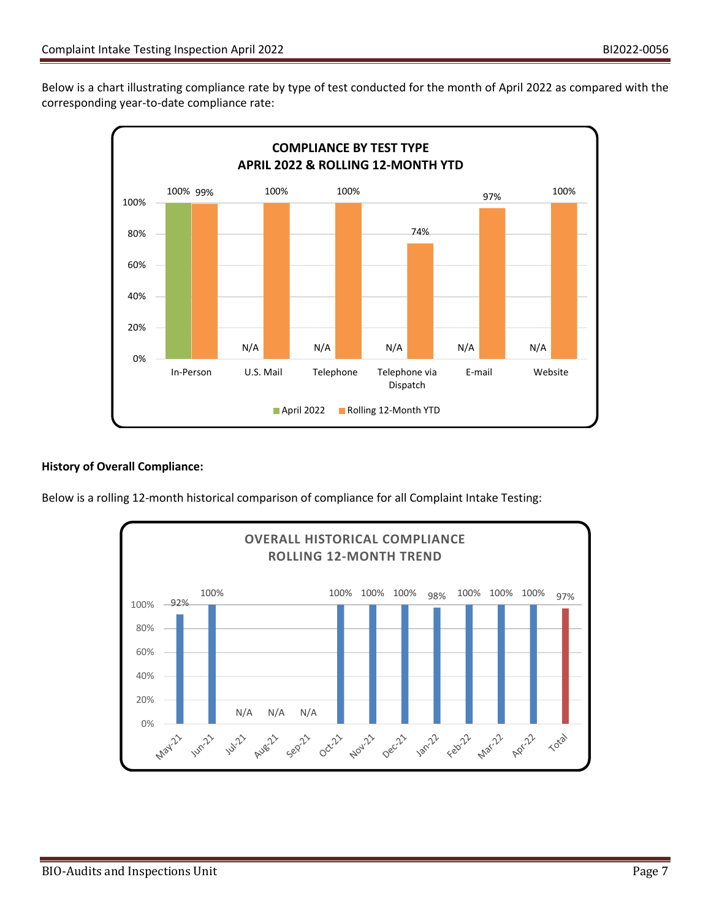Below is a chart illustrating compliance rate by type of test conducted for the month of April 2022 as compared with the corresponding year-to-date compliance rate:

**COMPLIANCE BY TEST TYPE**
**APRIL 2022 & ROLLING 12-MONTH YTD**

| Test Type | April 2022 | Rolling 12-Month YTD |
|---|---|---|
| In-Person | 100% | 99% |
| U.S. Mail | N/A | 100% |
| Telephone | N/A | 100% |
| Telephone via Dispatch | N/A | 74% |
| E-mail | N/A | 97% |
| Website | N/A | 100% |

**History of Overall Compliance:**

Below is a rolling 12-month historical comparison of compliance for all Complaint Intake Testing:

**OVERALL HISTORICAL COMPLIANCE**
**ROLLING 12-MONTH TREND**

| May-21 | Jun-21 | Jul-21 | Aug-21 | Sep-21 | Oct-21 | Nov-21 | Dec-21 | Jan-22 | Feb-22 | Mar-22 | Apr-22 | Total |
|---|---|---|---|---|---|---|---|---|---|---|---|---|
| 92% | 100% | N/A | N/A | N/A | 100% | 100% | 100% | 98% | 100% | 100% | 100% | 97% |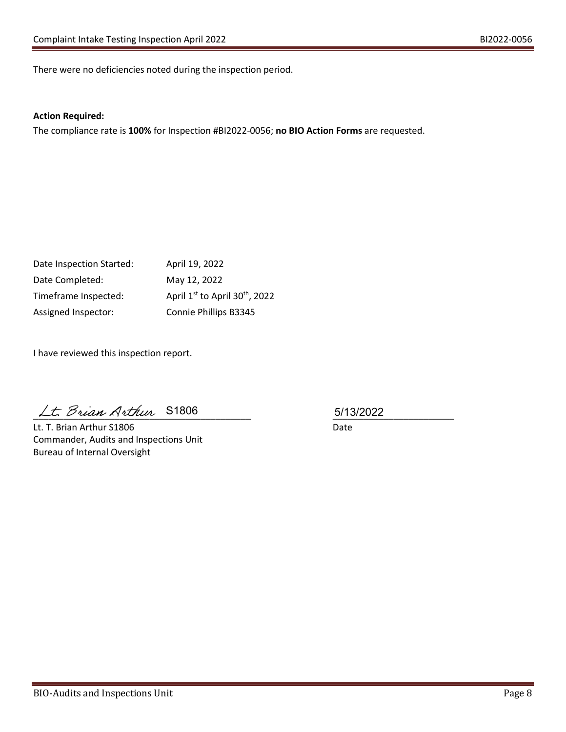There were no deficiencies noted during the inspection period.

**Action Required:**

The compliance rate is **100%** for Inspection #BI2022-0056; **no BIO Action Forms** are requested.

| | |
|---|---|
| Date Inspection Started: | April 19, 2022 |
| Date Completed: | May 12, 2022 |
| Timeframe Inspected: | April 1st to April 30th, 2022 |
| Assigned Inspector: | Connie Phillips B3345 |

I have reviewed this inspection report.

Lt. Brian Arthur S1806 ______________________ 5/13/2022 ______________________

Lt. T. Brian Arthur S1806
Commander, Audits and Inspections Unit
Bureau of Internal Oversight

Date